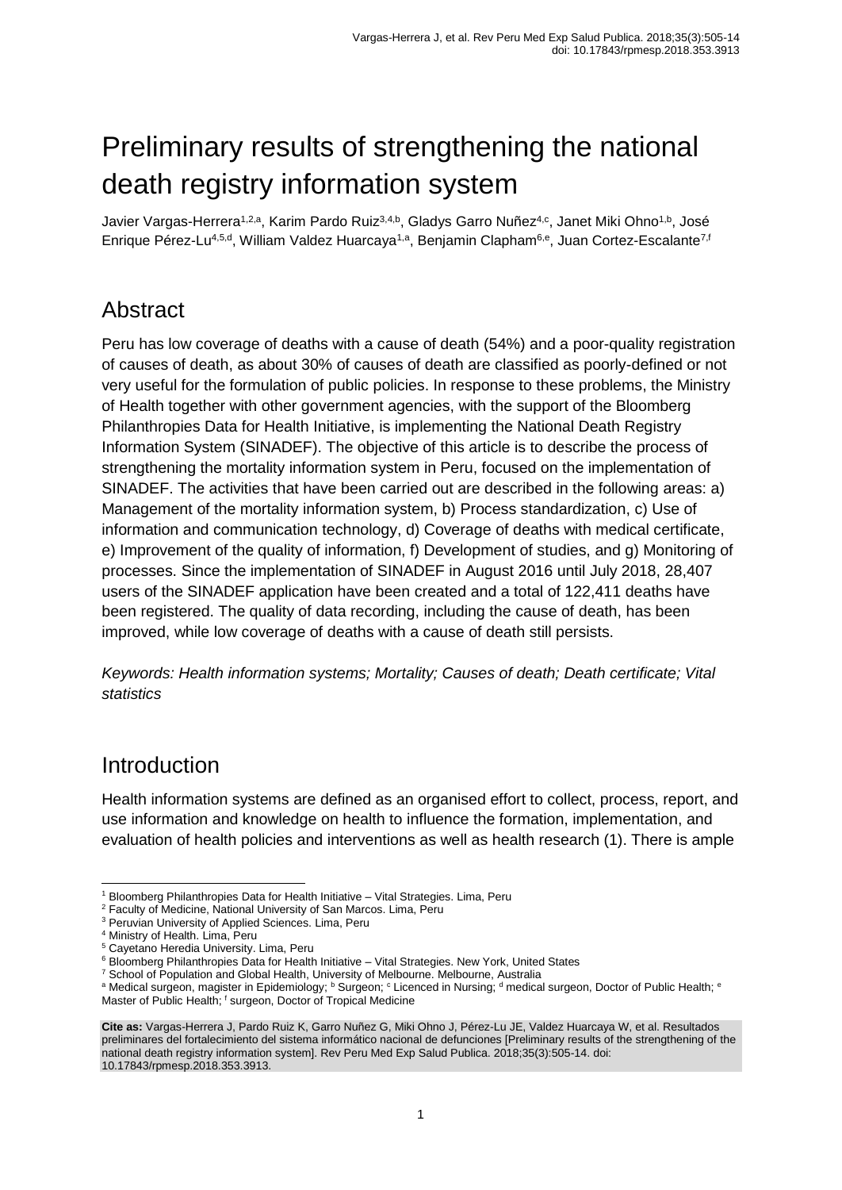# Preliminary results of strengthening the national death registry information system

Javier Vargas-Herrera[1,2,a], Karim Pardo Ruiz[3,4,b], Gladys Garro Nuñez[4,c], Janet Miki Ohno[1,b], José Enrique Pérez-Lu[4,5,d], William Valdez Huarcaya[1,a], Benjamin Clapham[6,e], Juan Cortez-Escalante[7,f]

## Abstract

Peru has low coverage of deaths with a cause of death (54%) and a poor-quality registration of causes of death, as about 30% of causes of death are classified as poorly-defined or not very useful for the formulation of public policies. In response to these problems, the Ministry of Health together with other government agencies, with the support of the Bloomberg Philanthropies Data for Health Initiative, is implementing the National Death Registry Information System (SINADEF). The objective of this article is to describe the process of strengthening the mortality information system in Peru, focused on the implementation of SINADEF. The activities that have been carried out are described in the following areas: a) Management of the mortality information system, b) Process standardization, c) Use of information and communication technology, d) Coverage of deaths with medical certificate, e) Improvement of the quality of information, f) Development of studies, and g) Monitoring of processes. Since the implementation of SINADEF in August 2016 until July 2018, 28,407 users of the SINADEF application have been created and a total of 122,411 deaths have been registered. The quality of data recording, including the cause of death, has been improved, while low coverage of deaths with a cause of death still persists.

*Keywords: Health information systems; Mortality; Causes of death; Death certificate; Vital statistics*

## Introduction

Health information systems are defined as an organised effort to collect, process, report, and use information and knowledge on health to influence the formation, implementation, and evaluation of health policies and interventions as well as health research (1). There is ample

---

[1] Bloomberg Philanthropies Data for Health Initiative – Vital Strategies. Lima, Peru
[2] Faculty of Medicine, National University of San Marcos. Lima, Peru
[3] Peruvian University of Applied Sciences. Lima, Peru
[4] Ministry of Health. Lima, Peru
[5] Cayetano Heredia University. Lima, Peru
[6] Bloomberg Philanthropies Data for Health Initiative – Vital Strategies. New York, United States
[7] School of Population and Global Health, University of Melbourne. Melbourne, Australia
[a] Medical surgeon, magister in Epidemiology; [b] Surgeon; [c] Licenced in Nursing; [d] medical surgeon, Doctor of Public Health; [e] Master of Public Health; [f] surgeon, Doctor of Tropical Medicine

**Cite as:** Vargas-Herrera J, Pardo Ruiz K, Garro Nuñez G, Miki Ohno J, Pérez-Lu JE, Valdez Huarcaya W, et al. Resultados preliminares del fortalecimiento del sistema informático nacional de defunciones [Preliminary results of the strengthening of the national death registry information system]. Rev Peru Med Exp Salud Publica. 2018;35(3):505-14. doi: 10.17843/rpmesp.2018.353.3913.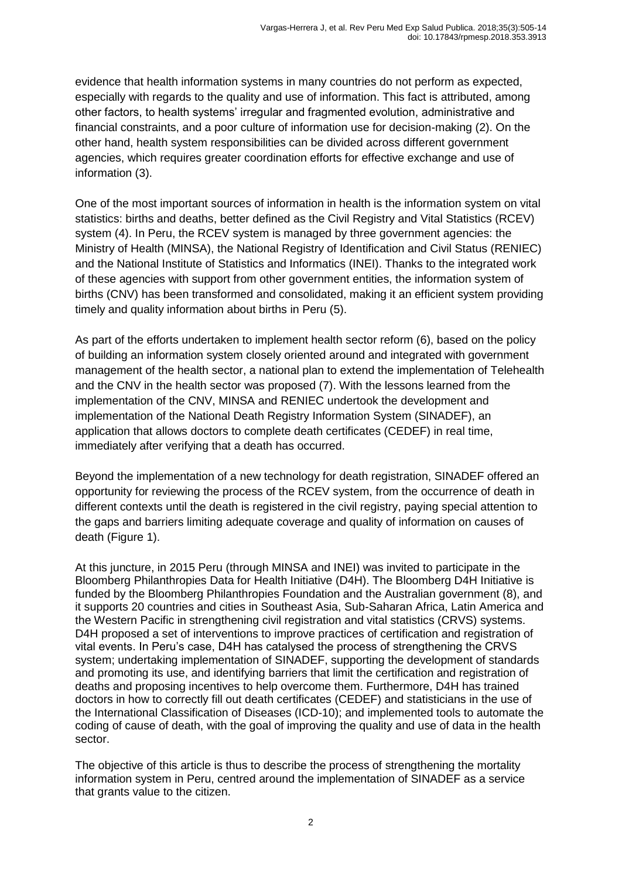evidence that health information systems in many countries do not perform as expected, especially with regards to the quality and use of information. This fact is attributed, among other factors, to health systems' irregular and fragmented evolution, administrative and financial constraints, and a poor culture of information use for decision-making (2). On the other hand, health system responsibilities can be divided across different government agencies, which requires greater coordination efforts for effective exchange and use of information (3).

One of the most important sources of information in health is the information system on vital statistics: births and deaths, better defined as the Civil Registry and Vital Statistics (RCEV) system (4). In Peru, the RCEV system is managed by three government agencies: the Ministry of Health (MINSA), the National Registry of Identification and Civil Status (RENIEC) and the National Institute of Statistics and Informatics (INEI). Thanks to the integrated work of these agencies with support from other government entities, the information system of births (CNV) has been transformed and consolidated, making it an efficient system providing timely and quality information about births in Peru (5).

As part of the efforts undertaken to implement health sector reform (6), based on the policy of building an information system closely oriented around and integrated with government management of the health sector, a national plan to extend the implementation of Telehealth and the CNV in the health sector was proposed (7). With the lessons learned from the implementation of the CNV, MINSA and RENIEC undertook the development and implementation of the National Death Registry Information System (SINADEF), an application that allows doctors to complete death certificates (CEDEF) in real time, immediately after verifying that a death has occurred.

Beyond the implementation of a new technology for death registration, SINADEF offered an opportunity for reviewing the process of the RCEV system, from the occurrence of death in different contexts until the death is registered in the civil registry, paying special attention to the gaps and barriers limiting adequate coverage and quality of information on causes of death (Figure 1).

At this juncture, in 2015 Peru (through MINSA and INEI) was invited to participate in the Bloomberg Philanthropies Data for Health Initiative (D4H). The Bloomberg D4H Initiative is funded by the Bloomberg Philanthropies Foundation and the Australian government (8), and it supports 20 countries and cities in Southeast Asia, Sub-Saharan Africa, Latin America and the Western Pacific in strengthening civil registration and vital statistics (CRVS) systems. D4H proposed a set of interventions to improve practices of certification and registration of vital events. In Peru's case, D4H has catalysed the process of strengthening the CRVS system; undertaking implementation of SINADEF, supporting the development of standards and promoting its use, and identifying barriers that limit the certification and registration of deaths and proposing incentives to help overcome them. Furthermore, D4H has trained doctors in how to correctly fill out death certificates (CEDEF) and statisticians in the use of the International Classification of Diseases (ICD-10); and implemented tools to automate the coding of cause of death, with the goal of improving the quality and use of data in the health sector.

The objective of this article is thus to describe the process of strengthening the mortality information system in Peru, centred around the implementation of SINADEF as a service that grants value to the citizen.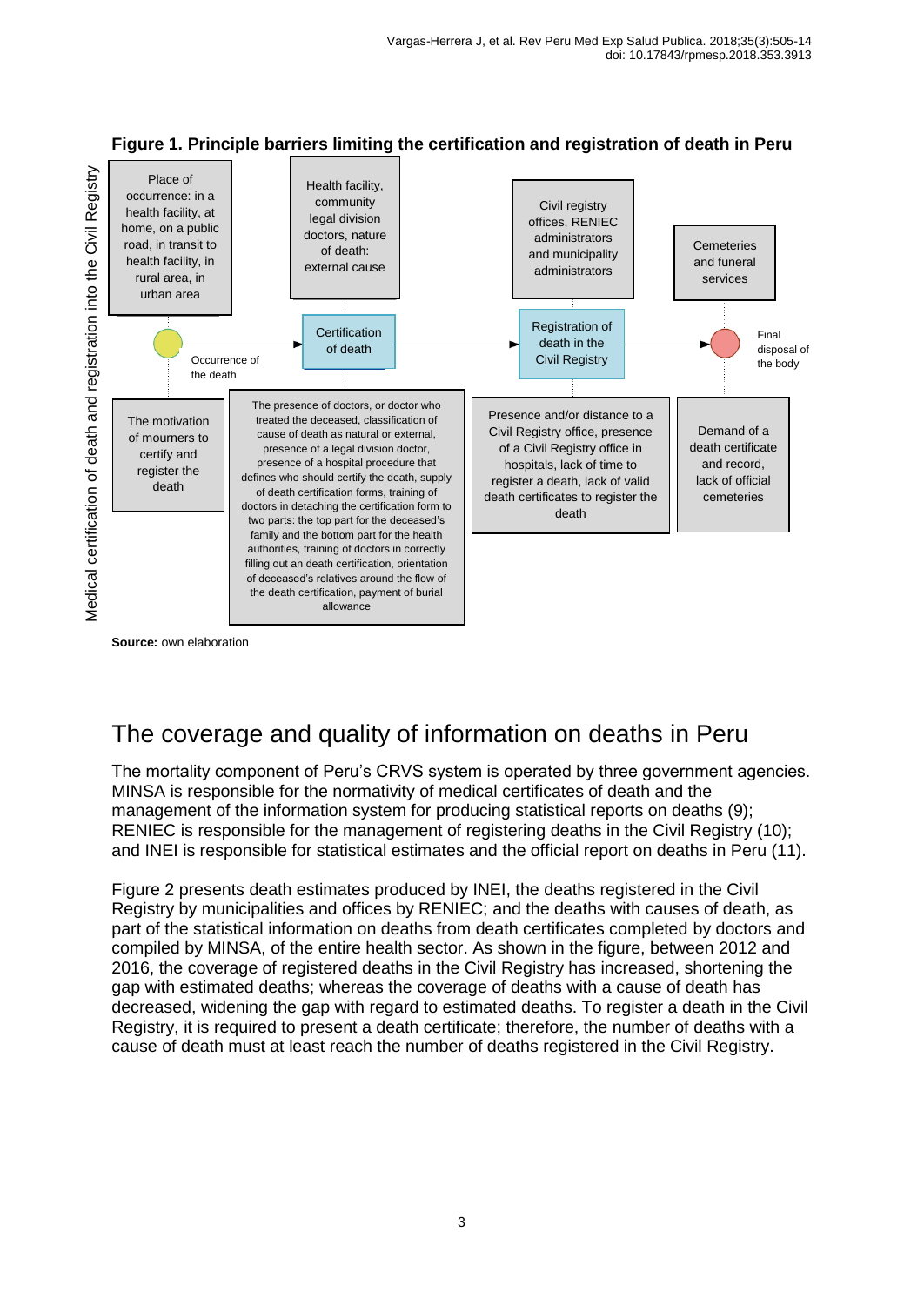**Figure 1. Principle barriers limiting the certification and registration of death in Peru**

Medical certification of death and registration into the Civil Registry

Place of occurrence: in a health facility, at home, on a public road, in transit to health facility, in rural area, in urban area

Health facility, community legal division doctors, nature of death: external cause

Civil registry offices, RENIEC administrators and municipality administrators

Cemeteries and funeral services

Occurrence of the death

Certification of death

Registration of death in the Civil Registry

Final disposal of the body

The motivation of mourners to certify and register the death

The presence of doctors, or doctor who treated the deceased, classification of cause of death as natural or external, presence of a legal division doctor, presence of a hospital procedure that defines who should certify the death, supply of death certification forms, training of doctors in detaching the certification form to two parts: the top part for the deceased's family and the bottom part for the health authorities, training of doctors in correctly filling out an death certification, orientation of deceased's relatives around the flow of the death certification, payment of burial allowance

Presence and/or distance to a Civil Registry office, presence of a Civil Registry office in hospitals, lack of time to register a death, lack of valid death certificates to register the death

Demand of a death certificate and record, lack of official cemeteries

**Source:** own elaboration

## The coverage and quality of information on deaths in Peru

The mortality component of Peru's CRVS system is operated by three government agencies. MINSA is responsible for the normativity of medical certificates of death and the management of the information system for producing statistical reports on deaths (9); RENIEC is responsible for the management of registering deaths in the Civil Registry (10); and INEI is responsible for statistical estimates and the official report on deaths in Peru (11).

Figure 2 presents death estimates produced by INEI, the deaths registered in the Civil Registry by municipalities and offices by RENIEC; and the deaths with causes of death, as part of the statistical information on deaths from death certificates completed by doctors and compiled by MINSA, of the entire health sector. As shown in the figure, between 2012 and 2016, the coverage of registered deaths in the Civil Registry has increased, shortening the gap with estimated deaths; whereas the coverage of deaths with a cause of death has decreased, widening the gap with regard to estimated deaths. To register a death in the Civil Registry, it is required to present a death certificate; therefore, the number of deaths with a cause of death must at least reach the number of deaths registered in the Civil Registry.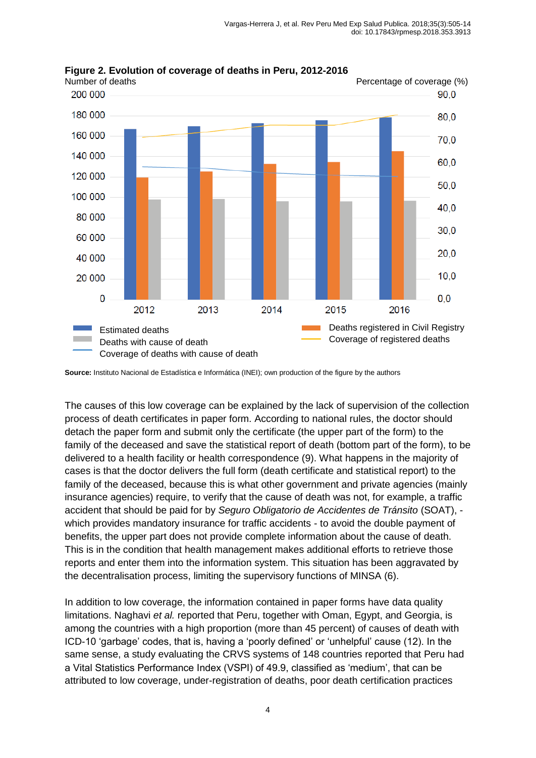**Figure 2. Evolution of coverage of deaths in Peru, 2012-2016**

Source: Instituto Nacional de Estadística e Informática (INEI); own production of the figure by the authors

The causes of this low coverage can be explained by the lack of supervision of the collection process of death certificates in paper form. According to national rules, the doctor should detach the paper form and submit only the certificate (the upper part of the form) to the family of the deceased and save the statistical report of death (bottom part of the form), to be delivered to a health facility or health correspondence (9). What happens in the majority of cases is that the doctor delivers the full form (death certificate and statistical report) to the family of the deceased, because this is what other government and private agencies (mainly insurance agencies) require, to verify that the cause of death was not, for example, a traffic accident that should be paid for by *Seguro Obligatorio de Accidentes de Tránsito* (SOAT), - which provides mandatory insurance for traffic accidents - to avoid the double payment of benefits, the upper part does not provide complete information about the cause of death. This is in the condition that health management makes additional efforts to retrieve those reports and enter them into the information system. This situation has been aggravated by the decentralisation process, limiting the supervisory functions of MINSA (6).

In addition to low coverage, the information contained in paper forms have data quality limitations. Naghavi *et al.* reported that Peru, together with Oman, Egypt, and Georgia, is among the countries with a high proportion (more than 45 percent) of causes of death with ICD-10 'garbage' codes, that is, having a 'poorly defined' or 'unhelpful' cause (12). In the same sense, a study evaluating the CRVS systems of 148 countries reported that Peru had a Vital Statistics Performance Index (VSPI) of 49.9, classified as 'medium', that can be attributed to low coverage, under-registration of deaths, poor death certification practices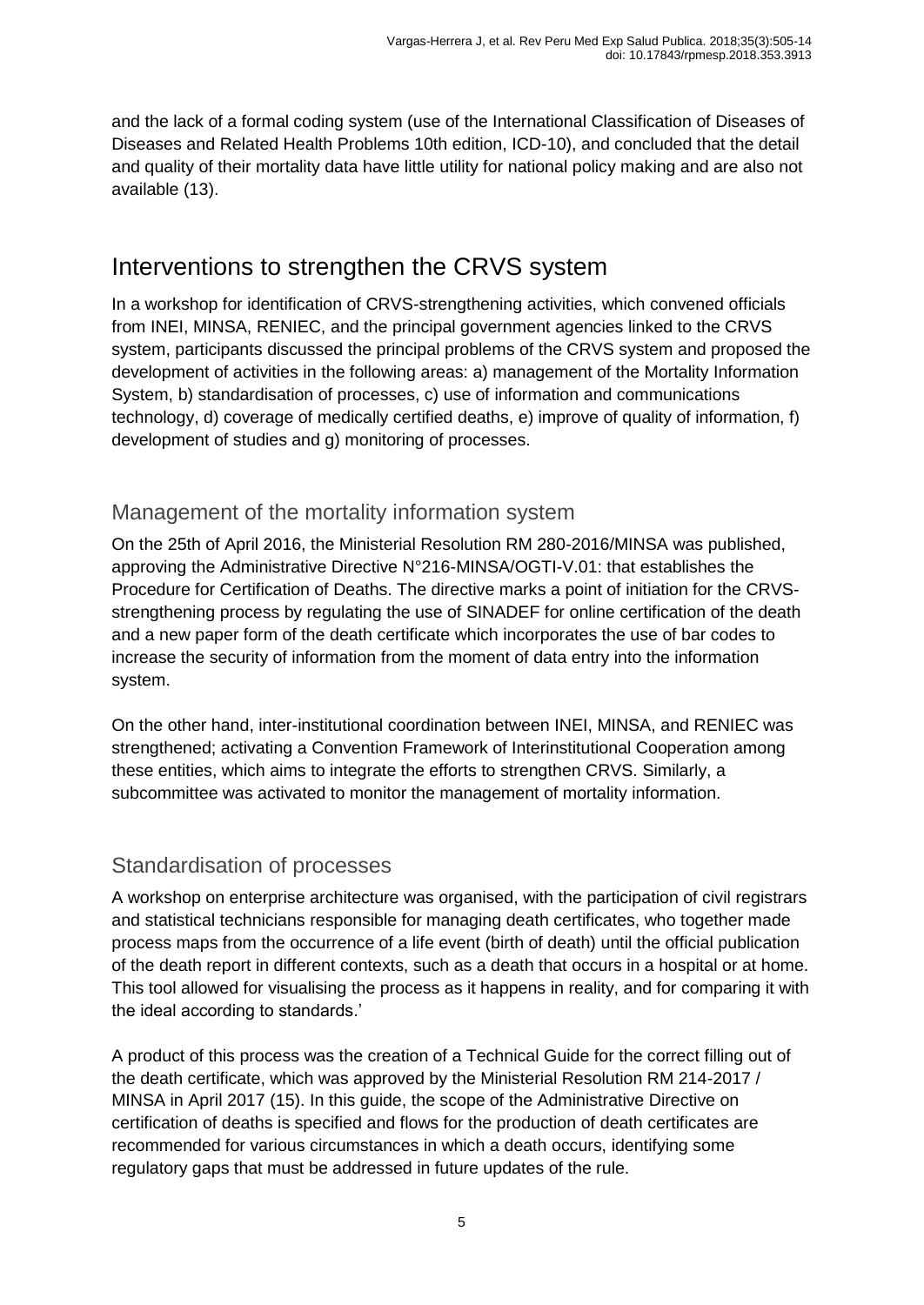and the lack of a formal coding system (use of the International Classification of Diseases of Diseases and Related Health Problems 10th edition, ICD-10), and concluded that the detail and quality of their mortality data have little utility for national policy making and are also not available (13).

## Interventions to strengthen the CRVS system

In a workshop for identification of CRVS-strengthening activities, which convened officials from INEI, MINSA, RENIEC, and the principal government agencies linked to the CRVS system, participants discussed the principal problems of the CRVS system and proposed the development of activities in the following areas: a) management of the Mortality Information System, b) standardisation of processes, c) use of information and communications technology, d) coverage of medically certified deaths, e) improve of quality of information, f) development of studies and g) monitoring of processes.

### Management of the mortality information system

On the 25th of April 2016, the Ministerial Resolution RM 280-2016/MINSA was published, approving the Administrative Directive N°216-MINSA/OGTI-V.01: that establishes the Procedure for Certification of Deaths. The directive marks a point of initiation for the CRVS-strengthening process by regulating the use of SINADEF for online certification of the death and a new paper form of the death certificate which incorporates the use of bar codes to increase the security of information from the moment of data entry into the information system.

On the other hand, inter-institutional coordination between INEI, MINSA, and RENIEC was strengthened; activating a Convention Framework of Interinstitutional Cooperation among these entities, which aims to integrate the efforts to strengthen CRVS. Similarly, a subcommittee was activated to monitor the management of mortality information.

### Standardisation of processes

A workshop on enterprise architecture was organised, with the participation of civil registrars and statistical technicians responsible for managing death certificates, who together made process maps from the occurrence of a life event (birth of death) until the official publication of the death report in different contexts, such as a death that occurs in a hospital or at home. This tool allowed for visualising the process as it happens in reality, and for comparing it with the ideal according to standards.'

A product of this process was the creation of a Technical Guide for the correct filling out of the death certificate, which was approved by the Ministerial Resolution RM 214-2017 / MINSA in April 2017 (15). In this guide, the scope of the Administrative Directive on certification of deaths is specified and flows for the production of death certificates are recommended for various circumstances in which a death occurs, identifying some regulatory gaps that must be addressed in future updates of the rule.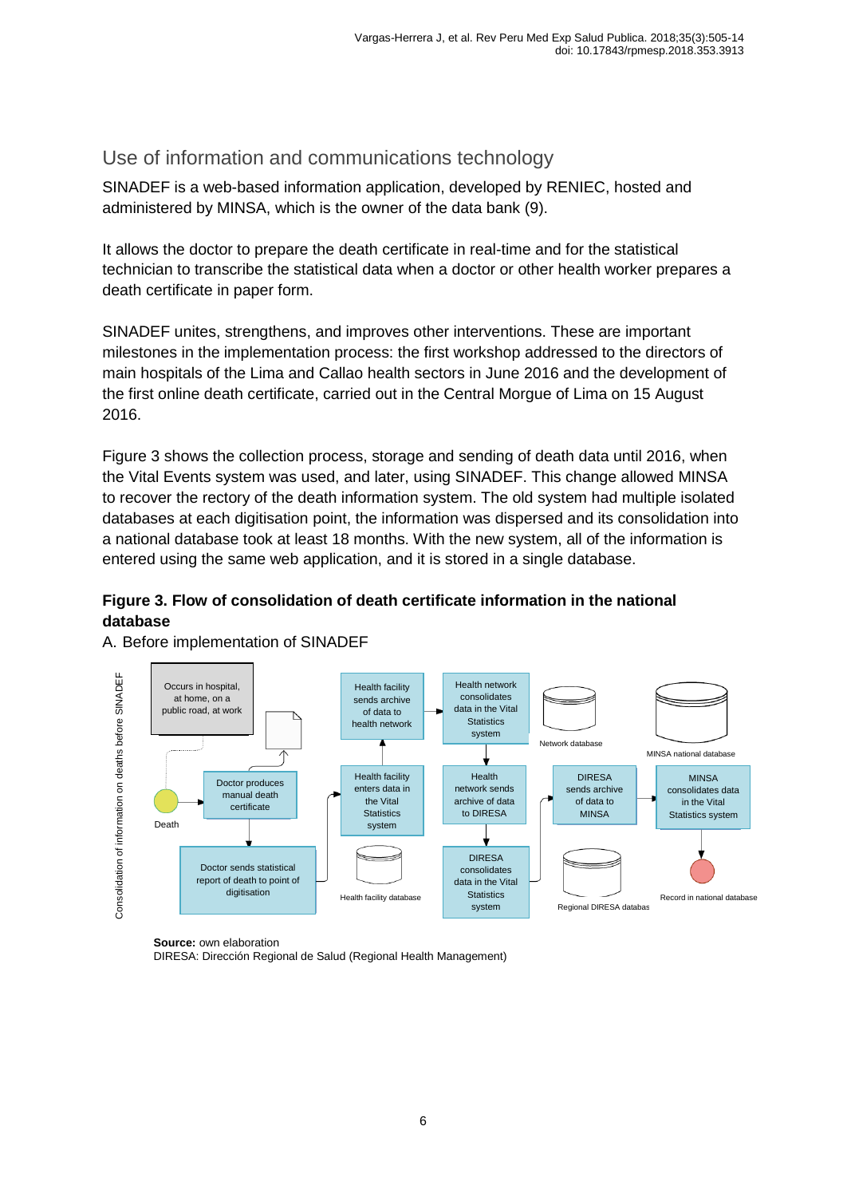## Use of information and communications technology

SINADEF is a web-based information application, developed by RENIEC, hosted and administered by MINSA, which is the owner of the data bank (9).

It allows the doctor to prepare the death certificate in real-time and for the statistical technician to transcribe the statistical data when a doctor or other health worker prepares a death certificate in paper form.

SINADEF unites, strengthens, and improves other interventions. These are important milestones in the implementation process: the first workshop addressed to the directors of main hospitals of the Lima and Callao health sectors in June 2016 and the development of the first online death certificate, carried out in the Central Morgue of Lima on 15 August 2016.

Figure 3 shows the collection process, storage and sending of death data until 2016, when the Vital Events system was used, and later, using SINADEF. This change allowed MINSA to recover the rectory of the death information system. The old system had multiple isolated databases at each digitisation point, the information was dispersed and its consolidation into a national database took at least 18 months. With the new system, all of the information is entered using the same web application, and it is stored in a single database.

**Figure 3. Flow of consolidation of death certificate information in the national database**

A. Before implementation of SINADEF

Consolidation of information on deaths before SINADEF

Occurs in hospital, at home, on a public road, at work

Death

Doctor produces manual death certificate

Doctor sends statistical report of death to point of digitisation

Health facility sends archive of data to health network

Health facility enters data in the Vital Statistics system

Health facility database

Health network consolidates data in the Vital Statistics system

Network database

Health network sends archive of data to DIRESA

DIRESA consolidates data in the Vital Statistics system

Regional DIRESA databas

DIRESA sends archive of data to MINSA

MINSA consolidates data in the Vital Statistics system

MINSA national database

Record in national database

**Source:** own elaboration

DIRESA: Dirección Regional de Salud (Regional Health Management)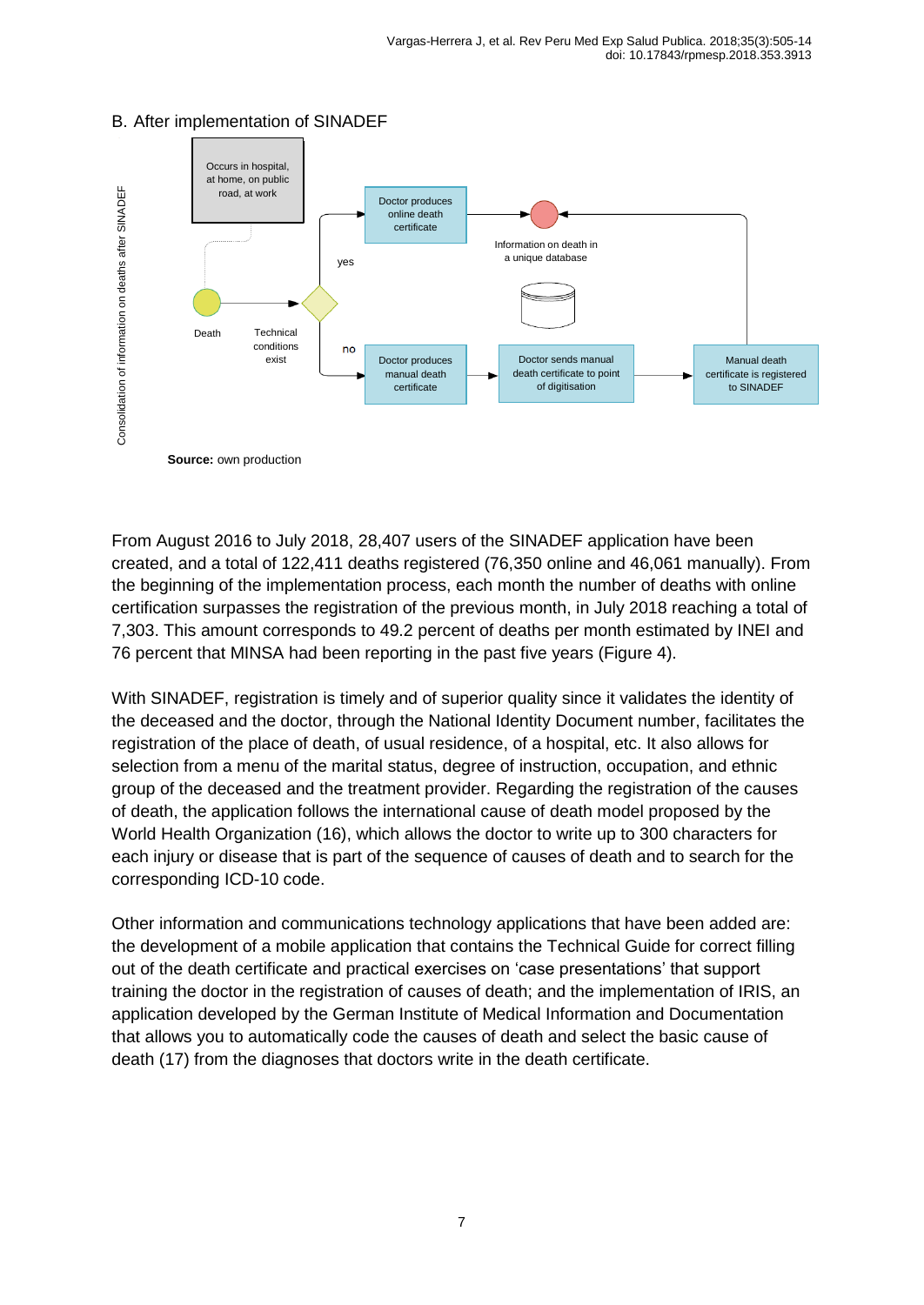B. After implementation of SINADEF

Consolidation of information on deaths after SINADEF

Occurs in hospital, at home, on public road, at work

Death

Technical conditions exist

yes

no

Doctor produces online death certificate

Information on death in a unique database

Doctor produces manual death certificate

Doctor sends manual death certificate to point of digitisation

Manual death certificate is registered to SINADEF

**Source:** own production

From August 2016 to July 2018, 28,407 users of the SINADEF application have been created, and a total of 122,411 deaths registered (76,350 online and 46,061 manually). From the beginning of the implementation process, each month the number of deaths with online certification surpasses the registration of the previous month, in July 2018 reaching a total of 7,303. This amount corresponds to 49.2 percent of deaths per month estimated by INEI and 76 percent that MINSA had been reporting in the past five years (Figure 4).

With SINADEF, registration is timely and of superior quality since it validates the identity of the deceased and the doctor, through the National Identity Document number, facilitates the registration of the place of death, of usual residence, of a hospital, etc. It also allows for selection from a menu of the marital status, degree of instruction, occupation, and ethnic group of the deceased and the treatment provider. Regarding the registration of the causes of death, the application follows the international cause of death model proposed by the World Health Organization (16), which allows the doctor to write up to 300 characters for each injury or disease that is part of the sequence of causes of death and to search for the corresponding ICD-10 code.

Other information and communications technology applications that have been added are: the development of a mobile application that contains the Technical Guide for correct filling out of the death certificate and practical exercises on 'case presentations' that support training the doctor in the registration of causes of death; and the implementation of IRIS, an application developed by the German Institute of Medical Information and Documentation that allows you to automatically code the causes of death and select the basic cause of death (17) from the diagnoses that doctors write in the death certificate.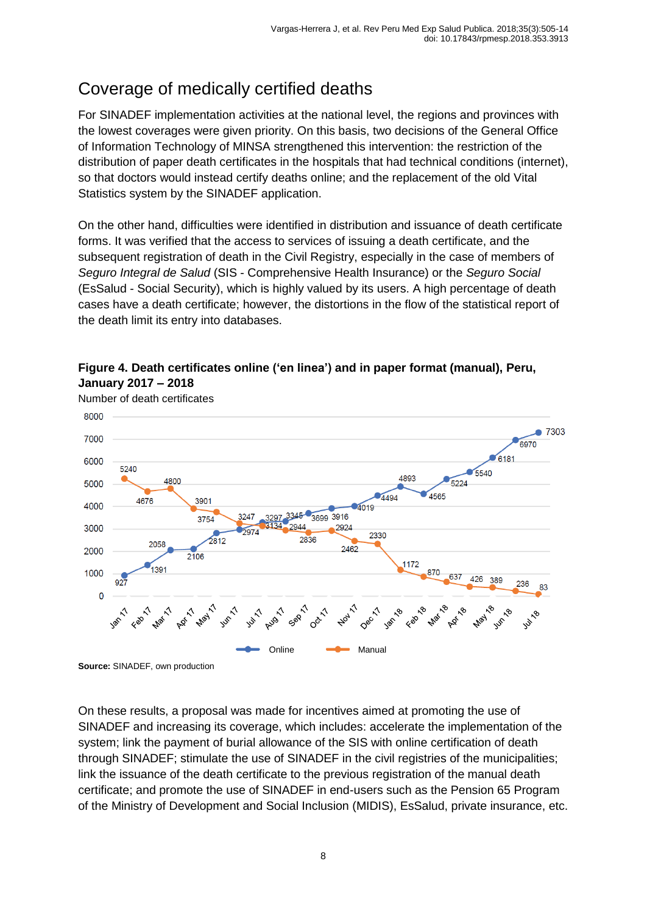## Coverage of medically certified deaths

For SINADEF implementation activities at the national level, the regions and provinces with the lowest coverages were given priority. On this basis, two decisions of the General Office of Information Technology of MINSA strengthened this intervention: the restriction of the distribution of paper death certificates in the hospitals that had technical conditions (internet), so that doctors would instead certify deaths online; and the replacement of the old Vital Statistics system by the SINADEF application.

On the other hand, difficulties were identified in distribution and issuance of death certificate forms. It was verified that the access to services of issuing a death certificate, and the subsequent registration of death in the Civil Registry, especially in the case of members of *Seguro Integral de Salud* (SIS - Comprehensive Health Insurance) or the *Seguro Social* (EsSalud - Social Security), which is highly valued by its users. A high percentage of death cases have a death certificate; however, the distortions in the flow of the statistical report of the death limit its entry into databases.

**Figure 4. Death certificates online ('en linea') and in paper format (manual), Peru, January 2017 – 2018**

Number of death certificates

| Month | Online | Manual |
|---|---|---|
| Jan 17 | 927 | 5240 |
| Feb 17 | 1391 | 4676 |
| Mar 17 | 2058 | 4800 |
| Apr 17 | 2106 | 3901 |
| May 17 | 2812 | 3754 |
| Jun 17 | 2974 | 3247 |
| Jul 17 | 3297 | 3134 |
| Aug 17 | 3345 | 2944 |
| Sep 17 | 3699 | 2836 |
| Oct 17 | 3916 | 2924 |
| Nov 17 | 4019 | 2462 |
| Dec 17 | 4494 | 2330 |
| Jan 18 | 4893 | 1172 |
| Feb 18 | 4565 | 870 |
| Mar 18 | 5224 | 637 |
| Apr 18 | 5540 | 426 |
| May 18 | 6181 | 389 |
| Jun 18 | 6970 | 236 |
| Jul 18 | 7303 | 83 |

**Source:** SINADEF, own production

On these results, a proposal was made for incentives aimed at promoting the use of SINADEF and increasing its coverage, which includes: accelerate the implementation of the system; link the payment of burial allowance of the SIS with online certification of death through SINADEF; stimulate the use of SINADEF in the civil registries of the municipalities; link the issuance of the death certificate to the previous registration of the manual death certificate; and promote the use of SINADEF in end-users such as the Pension 65 Program of the Ministry of Development and Social Inclusion (MIDIS), EsSalud, private insurance, etc.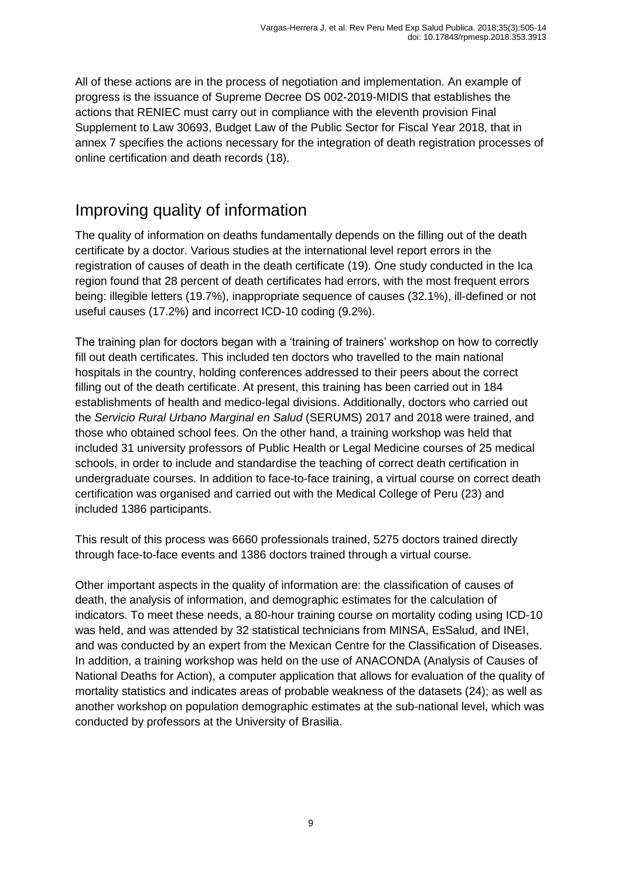All of these actions are in the process of negotiation and implementation. An example of progress is the issuance of Supreme Decree DS 002-2019-MIDIS that establishes the actions that RENIEC must carry out in compliance with the eleventh provision Final Supplement to Law 30693, Budget Law of the Public Sector for Fiscal Year 2018, that in annex 7 specifies the actions necessary for the integration of death registration processes of online certification and death records (18).

## Improving quality of information

The quality of information on deaths fundamentally depends on the filling out of the death certificate by a doctor. Various studies at the international level report errors in the registration of causes of death in the death certificate (19). One study conducted in the Ica region found that 28 percent of death certificates had errors, with the most frequent errors being: illegible letters (19.7%), inappropriate sequence of causes (32.1%), ill-defined or not useful causes (17.2%) and incorrect ICD-10 coding (9.2%).

The training plan for doctors began with a 'training of trainers' workshop on how to correctly fill out death certificates. This included ten doctors who travelled to the main national hospitals in the country, holding conferences addressed to their peers about the correct filling out of the death certificate. At present, this training has been carried out in 184 establishments of health and medico-legal divisions. Additionally, doctors who carried out the *Servicio Rural Urbano Marginal en Salud* (SERUMS) 2017 and 2018 were trained, and those who obtained school fees. On the other hand, a training workshop was held that included 31 university professors of Public Health or Legal Medicine courses of 25 medical schools, in order to include and standardise the teaching of correct death certification in undergraduate courses. In addition to face-to-face training, a virtual course on correct death certification was organised and carried out with the Medical College of Peru (23) and included 1386 participants.

This result of this process was 6660 professionals trained, 5275 doctors trained directly through face-to-face events and 1386 doctors trained through a virtual course.

Other important aspects in the quality of information are: the classification of causes of death, the analysis of information, and demographic estimates for the calculation of indicators. To meet these needs, a 80-hour training course on mortality coding using ICD-10 was held, and was attended by 32 statistical technicians from MINSA, EsSalud, and INEI, and was conducted by an expert from the Mexican Centre for the Classification of Diseases. In addition, a training workshop was held on the use of ANACONDA (Analysis of Causes of National Deaths for Action), a computer application that allows for evaluation of the quality of mortality statistics and indicates areas of probable weakness of the datasets (24); as well as another workshop on population demographic estimates at the sub-national level, which was conducted by professors at the University of Brasilia.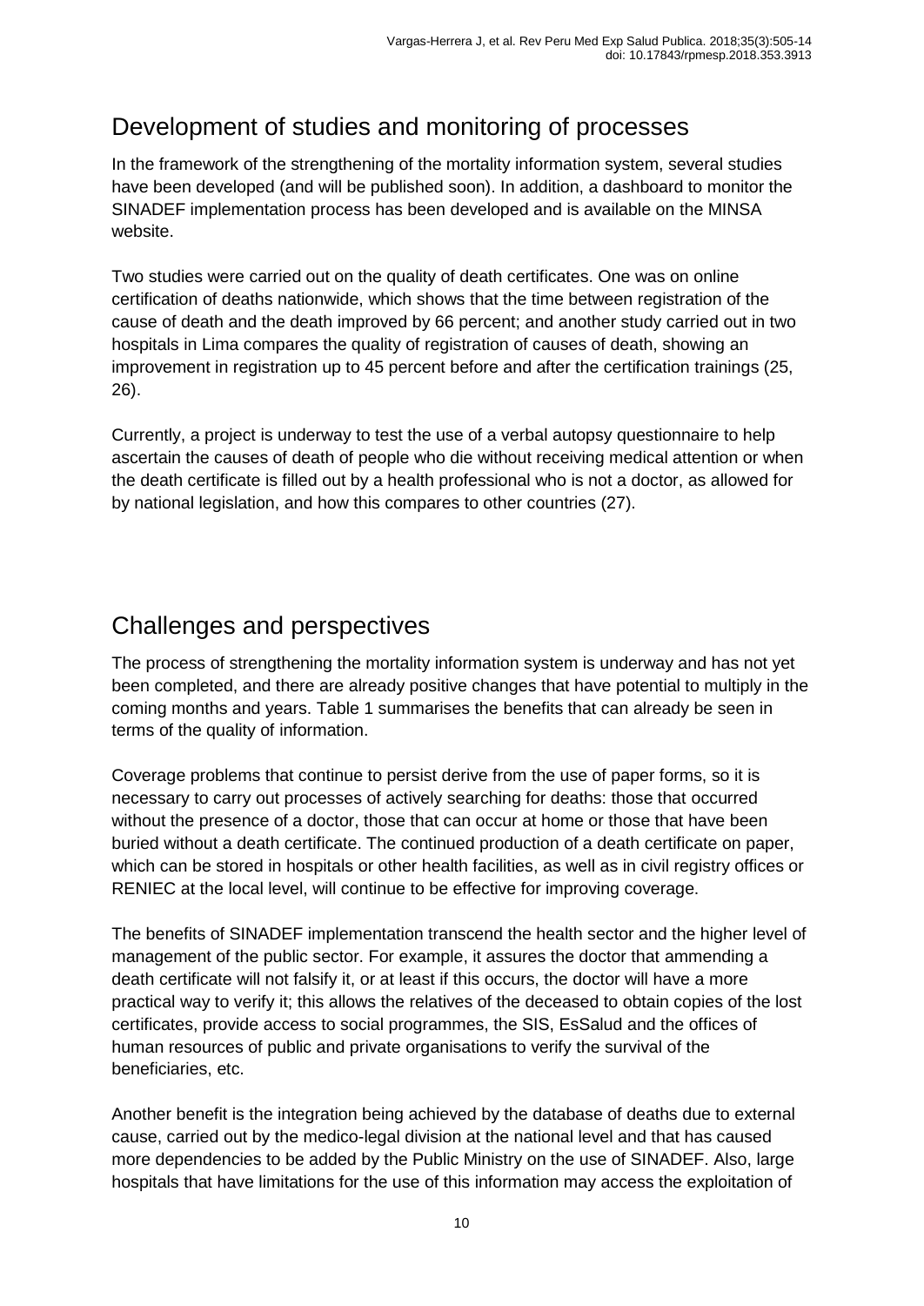## Development of studies and monitoring of processes

In the framework of the strengthening of the mortality information system, several studies have been developed (and will be published soon). In addition, a dashboard to monitor the SINADEF implementation process has been developed and is available on the MINSA website.

Two studies were carried out on the quality of death certificates. One was on online certification of deaths nationwide, which shows that the time between registration of the cause of death and the death improved by 66 percent; and another study carried out in two hospitals in Lima compares the quality of registration of causes of death, showing an improvement in registration up to 45 percent before and after the certification trainings (25, 26).

Currently, a project is underway to test the use of a verbal autopsy questionnaire to help ascertain the causes of death of people who die without receiving medical attention or when the death certificate is filled out by a health professional who is not a doctor, as allowed for by national legislation, and how this compares to other countries (27).

## Challenges and perspectives

The process of strengthening the mortality information system is underway and has not yet been completed, and there are already positive changes that have potential to multiply in the coming months and years. Table 1 summarises the benefits that can already be seen in terms of the quality of information.

Coverage problems that continue to persist derive from the use of paper forms, so it is necessary to carry out processes of actively searching for deaths: those that occurred without the presence of a doctor, those that can occur at home or those that have been buried without a death certificate. The continued production of a death certificate on paper, which can be stored in hospitals or other health facilities, as well as in civil registry offices or RENIEC at the local level, will continue to be effective for improving coverage.

The benefits of SINADEF implementation transcend the health sector and the higher level of management of the public sector. For example, it assures the doctor that ammending a death certificate will not falsify it, or at least if this occurs, the doctor will have a more practical way to verify it; this allows the relatives of the deceased to obtain copies of the lost certificates, provide access to social programmes, the SIS, EsSalud and the offices of human resources of public and private organisations to verify the survival of the beneficiaries, etc.

Another benefit is the integration being achieved by the database of deaths due to external cause, carried out by the medico-legal division at the national level and that has caused more dependencies to be added by the Public Ministry on the use of SINADEF. Also, large hospitals that have limitations for the use of this information may access the exploitation of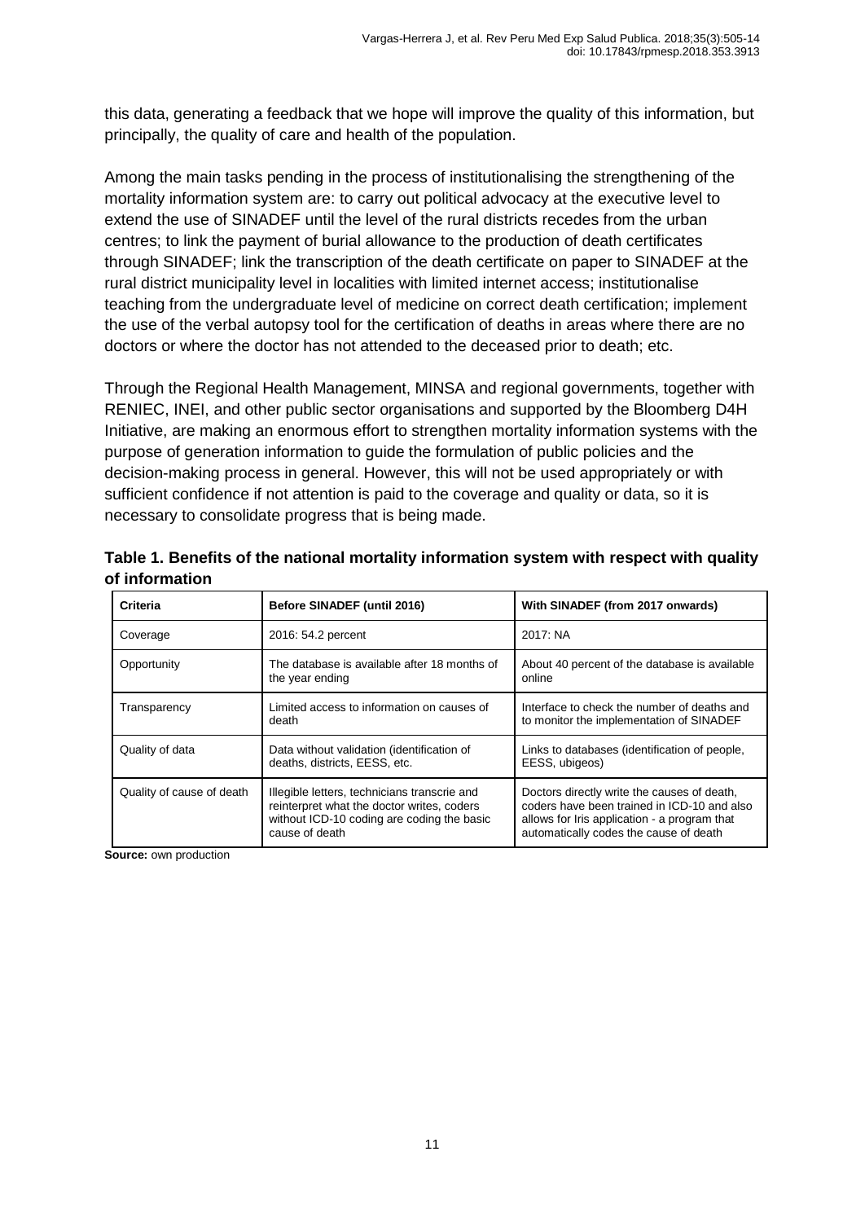this data, generating a feedback that we hope will improve the quality of this information, but principally, the quality of care and health of the population.

Among the main tasks pending in the process of institutionalising the strengthening of the mortality information system are: to carry out political advocacy at the executive level to extend the use of SINADEF until the level of the rural districts recedes from the urban centres; to link the payment of burial allowance to the production of death certificates through SINADEF; link the transcription of the death certificate on paper to SINADEF at the rural district municipality level in localities with limited internet access; institutionalise teaching from the undergraduate level of medicine on correct death certification; implement the use of the verbal autopsy tool for the certification of deaths in areas where there are no doctors or where the doctor has not attended to the deceased prior to death; etc.

Through the Regional Health Management, MINSA and regional governments, together with RENIEC, INEI, and other public sector organisations and supported by the Bloomberg D4H Initiative, are making an enormous effort to strengthen mortality information systems with the purpose of generation information to guide the formulation of public policies and the decision-making process in general. However, this will not be used appropriately or with sufficient confidence if not attention is paid to the coverage and quality or data, so it is necessary to consolidate progress that is being made.

**Table 1. Benefits of the national mortality information system with respect with quality of information**

| Criteria | Before SINADEF (until 2016) | With SINADEF (from 2017 onwards) |
|---|---|---|
| Coverage | 2016: 54.2 percent | 2017: NA |
| Opportunity | The database is available after 18 months of the year ending | About 40 percent of the database is available online |
| Transparency | Limited access to information on causes of death | Interface to check the number of deaths and to monitor the implementation of SINADEF |
| Quality of data | Data without validation (identification of deaths, districts, EESS, etc. | Links to databases (identification of people, EESS, ubigeos) |
| Quality of cause of death | Illegible letters, technicians transcrie and reinterpret what the doctor writes, coders without ICD-10 coding are coding the basic cause of death | Doctors directly write the causes of death, coders have been trained in ICD-10 and also allows for Iris application - a program that automatically codes the cause of death |

**Source:** own production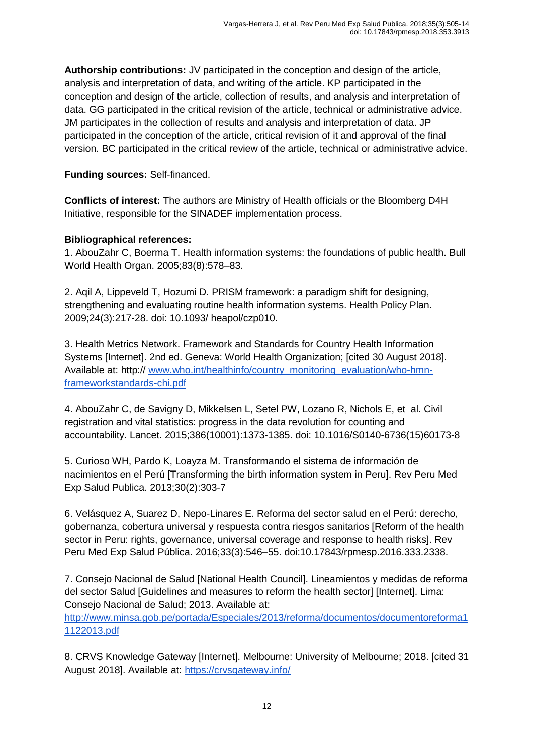**Authorship contributions:** JV participated in the conception and design of the article, analysis and interpretation of data, and writing of the article. KP participated in the conception and design of the article, collection of results, and analysis and interpretation of data. GG participated in the critical revision of the article, technical or administrative advice. JM participates in the collection of results and analysis and interpretation of data. JP participated in the conception of the article, critical revision of it and approval of the final version. BC participated in the critical review of the article, technical or administrative advice.

**Funding sources:** Self-financed.

**Conflicts of interest:** The authors are Ministry of Health officials or the Bloomberg D4H Initiative, responsible for the SINADEF implementation process.

**Bibliographical references:**

1. AbouZahr C, Boerma T. Health information systems: the foundations of public health. Bull World Health Organ. 2005;83(8):578–83.

2. Aqil A, Lippeveld T, Hozumi D. PRISM framework: a paradigm shift for designing, strengthening and evaluating routine health information systems. Health Policy Plan. 2009;24(3):217-28. doi: 10.1093/ heapol/czp010.

3. Health Metrics Network. Framework and Standards for Country Health Information Systems [Internet]. 2nd ed. Geneva: World Health Organization; [cited 30 August 2018]. Available at: http:// www.who.int/healthinfo/country_monitoring_evaluation/who-hmn-frameworkstandards-chi.pdf

4. AbouZahr C, de Savigny D, Mikkelsen L, Setel PW, Lozano R, Nichols E, et al. Civil registration and vital statistics: progress in the data revolution for counting and accountability. Lancet. 2015;386(10001):1373-1385. doi: 10.1016/S0140-6736(15)60173-8

5. Curioso WH, Pardo K, Loayza M. Transformando el sistema de información de nacimientos en el Perú [Transforming the birth information system in Peru]. Rev Peru Med Exp Salud Publica. 2013;30(2):303-7

6. Velásquez A, Suarez D, Nepo-Linares E. Reforma del sector salud en el Perú: derecho, gobernanza, cobertura universal y respuesta contra riesgos sanitarios [Reform of the health sector in Peru: rights, governance, universal coverage and response to health risks]. Rev Peru Med Exp Salud Pública. 2016;33(3):546–55. doi:10.17843/rpmesp.2016.333.2338.

7. Consejo Nacional de Salud [National Health Council]. Lineamientos y medidas de reforma del sector Salud [Guidelines and measures to reform the health sector] [Internet]. Lima: Consejo Nacional de Salud; 2013. Available at: http://www.minsa.gob.pe/portada/Especiales/2013/reforma/documentos/documentoreforma11122013.pdf

8. CRVS Knowledge Gateway [Internet]. Melbourne: University of Melbourne; 2018. [cited 31 August 2018]. Available at: https://crvsgateway.info/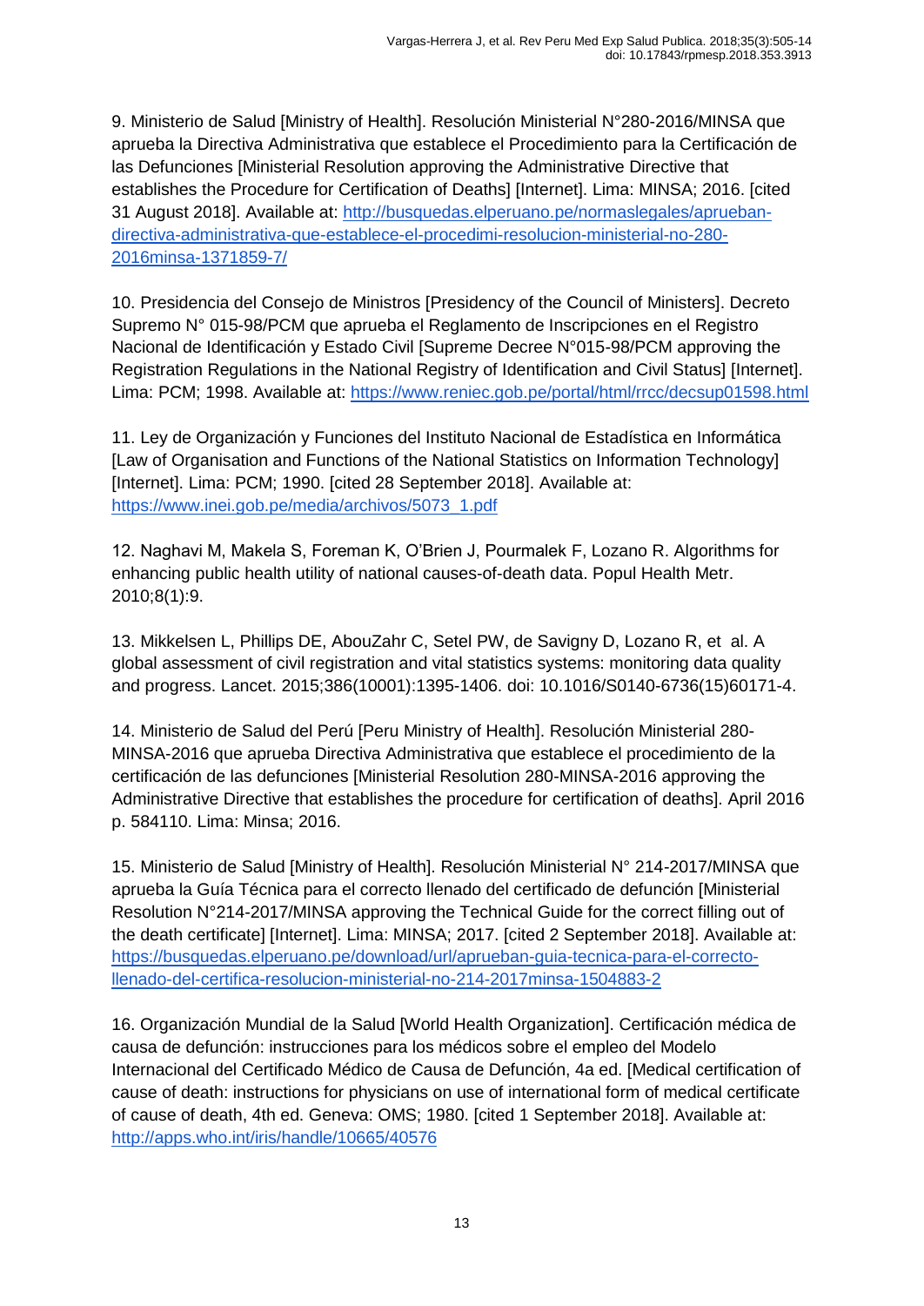9. Ministerio de Salud [Ministry of Health]. Resolución Ministerial N°280-2016/MINSA que aprueba la Directiva Administrativa que establece el Procedimiento para la Certificación de las Defunciones [Ministerial Resolution approving the Administrative Directive that establishes the Procedure for Certification of Deaths] [Internet]. Lima: MINSA; 2016. [cited 31 August 2018]. Available at: http://busquedas.elperuano.pe/normaslegales/aprueban-directiva-administrativa-que-establece-el-procedimi-resolucion-ministerial-no-280-2016minsa-1371859-7/

10. Presidencia del Consejo de Ministros [Presidency of the Council of Ministers]. Decreto Supremo N° 015-98/PCM que aprueba el Reglamento de Inscripciones en el Registro Nacional de Identificación y Estado Civil [Supreme Decree N°015-98/PCM approving the Registration Regulations in the National Registry of Identification and Civil Status] [Internet]. Lima: PCM; 1998. Available at: https://www.reniec.gob.pe/portal/html/rrcc/decsup01598.html

11. Ley de Organización y Funciones del Instituto Nacional de Estadística en Informática [Law of Organisation and Functions of the National Statistics on Information Technology] [Internet]. Lima: PCM; 1990. [cited 28 September 2018]. Available at: https://www.inei.gob.pe/media/archivos/5073_1.pdf

12. Naghavi M, Makela S, Foreman K, O'Brien J, Pourmalek F, Lozano R. Algorithms for enhancing public health utility of national causes-of-death data. Popul Health Metr. 2010;8(1):9.

13. Mikkelsen L, Phillips DE, AbouZahr C, Setel PW, de Savigny D, Lozano R, et al. A global assessment of civil registration and vital statistics systems: monitoring data quality and progress. Lancet. 2015;386(10001):1395-1406. doi: 10.1016/S0140-6736(15)60171-4.

14. Ministerio de Salud del Perú [Peru Ministry of Health]. Resolución Ministerial 280-MINSA-2016 que aprueba Directiva Administrativa que establece el procedimiento de la certificación de las defunciones [Ministerial Resolution 280-MINSA-2016 approving the Administrative Directive that establishes the procedure for certification of deaths]. April 2016 p. 584110. Lima: Minsa; 2016.

15. Ministerio de Salud [Ministry of Health]. Resolución Ministerial N° 214-2017/MINSA que aprueba la Guía Técnica para el correcto llenado del certificado de defunción [Ministerial Resolution N°214-2017/MINSA approving the Technical Guide for the correct filling out of the death certificate] [Internet]. Lima: MINSA; 2017. [cited 2 September 2018]. Available at: https://busquedas.elperuano.pe/download/url/aprueban-guia-tecnica-para-el-correcto-llenado-del-certifica-resolucion-ministerial-no-214-2017minsa-1504883-2

16. Organización Mundial de la Salud [World Health Organization]. Certificación médica de causa de defunción: instrucciones para los médicos sobre el empleo del Modelo Internacional del Certificado Médico de Causa de Defunción, 4a ed. [Medical certification of cause of death: instructions for physicians on use of international form of medical certificate of cause of death, 4th ed. Geneva: OMS; 1980. [cited 1 September 2018]. Available at: http://apps.who.int/iris/handle/10665/40576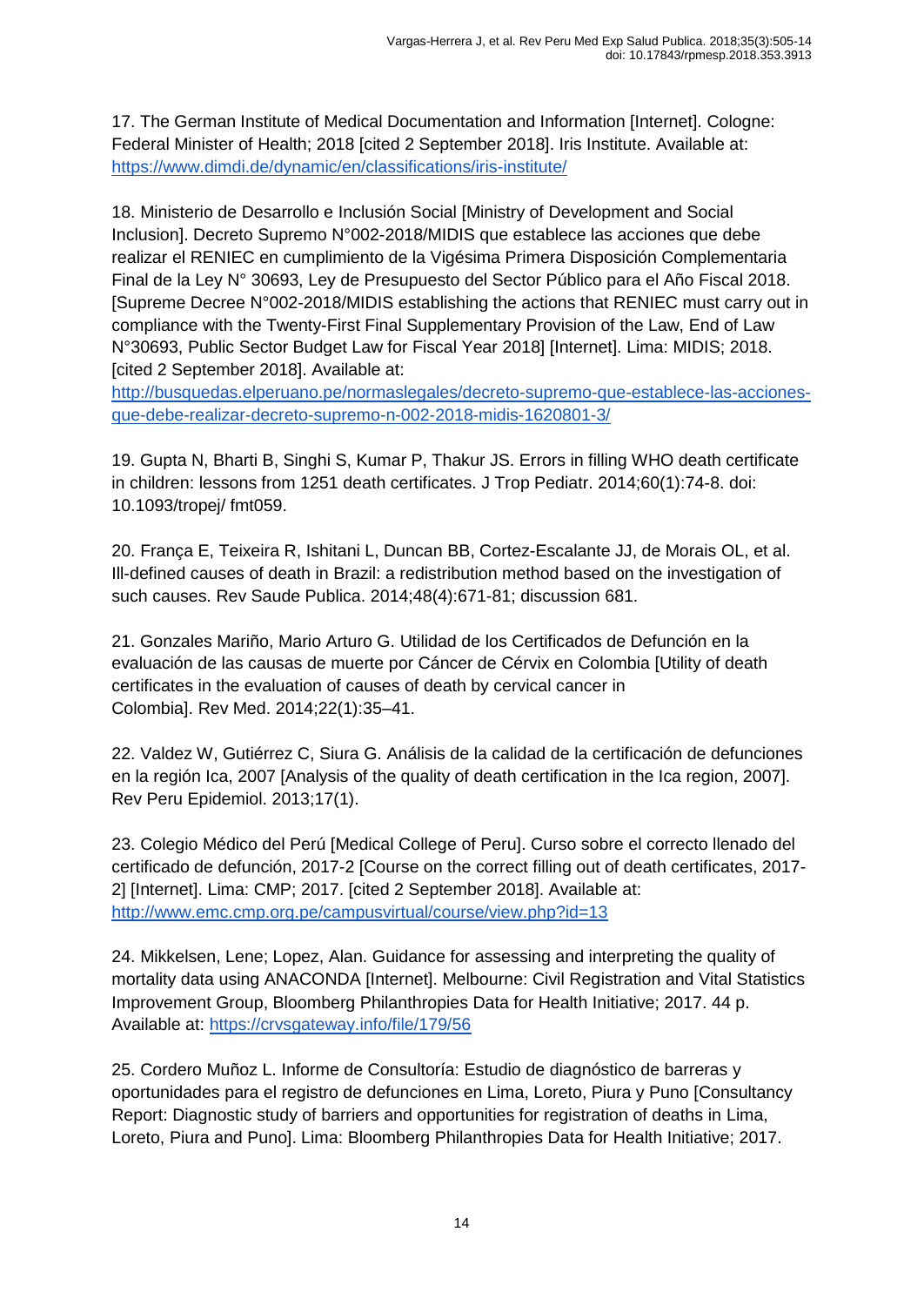17. The German Institute of Medical Documentation and Information [Internet]. Cologne: Federal Minister of Health; 2018 [cited 2 September 2018]. Iris Institute. Available at: https://www.dimdi.de/dynamic/en/classifications/iris-institute/

18. Ministerio de Desarrollo e Inclusión Social [Ministry of Development and Social Inclusion]. Decreto Supremo N°002-2018/MIDIS que establece las acciones que debe realizar el RENIEC en cumplimiento de la Vigésima Primera Disposición Complementaria Final de la Ley N° 30693, Ley de Presupuesto del Sector Público para el Año Fiscal 2018. [Supreme Decree N°002-2018/MIDIS establishing the actions that RENIEC must carry out in compliance with the Twenty-First Final Supplementary Provision of the Law, End of Law N°30693, Public Sector Budget Law for Fiscal Year 2018] [Internet]. Lima: MIDIS; 2018. [cited 2 September 2018]. Available at: http://busquedas.elperuano.pe/normaslegales/decreto-supremo-que-establece-las-acciones-que-debe-realizar-decreto-supremo-n-002-2018-midis-1620801-3/

19. Gupta N, Bharti B, Singhi S, Kumar P, Thakur JS. Errors in filling WHO death certificate in children: lessons from 1251 death certificates. J Trop Pediatr. 2014;60(1):74-8. doi: 10.1093/tropej/ fmt059.

20. França E, Teixeira R, Ishitani L, Duncan BB, Cortez-Escalante JJ, de Morais OL, et al. Ill-defined causes of death in Brazil: a redistribution method based on the investigation of such causes. Rev Saude Publica. 2014;48(4):671-81; discussion 681.

21. Gonzales Mariño, Mario Arturo G. Utilidad de los Certificados de Defunción en la evaluación de las causas de muerte por Cáncer de Cérvix en Colombia [Utility of death certificates in the evaluation of causes of death by cervical cancer in Colombia]. Rev Med. 2014;22(1):35–41.

22. Valdez W, Gutiérrez C, Siura G. Análisis de la calidad de la certificación de defunciones en la región Ica, 2007 [Analysis of the quality of death certification in the Ica region, 2007]. Rev Peru Epidemiol. 2013;17(1).

23. Colegio Médico del Perú [Medical College of Peru]. Curso sobre el correcto llenado del certificado de defunción, 2017-2 [Course on the correct filling out of death certificates, 2017-2] [Internet]. Lima: CMP; 2017. [cited 2 September 2018]. Available at: http://www.emc.cmp.org.pe/campusvirtual/course/view.php?id=13

24. Mikkelsen, Lene; Lopez, Alan. Guidance for assessing and interpreting the quality of mortality data using ANACONDA [Internet]. Melbourne: Civil Registration and Vital Statistics Improvement Group, Bloomberg Philanthropies Data for Health Initiative; 2017. 44 p. Available at: https://crvsgateway.info/file/179/56

25. Cordero Muñoz L. Informe de Consultoría: Estudio de diagnóstico de barreras y oportunidades para el registro de defunciones en Lima, Loreto, Piura y Puno [Consultancy Report: Diagnostic study of barriers and opportunities for registration of deaths in Lima, Loreto, Piura and Puno]. Lima: Bloomberg Philanthropies Data for Health Initiative; 2017.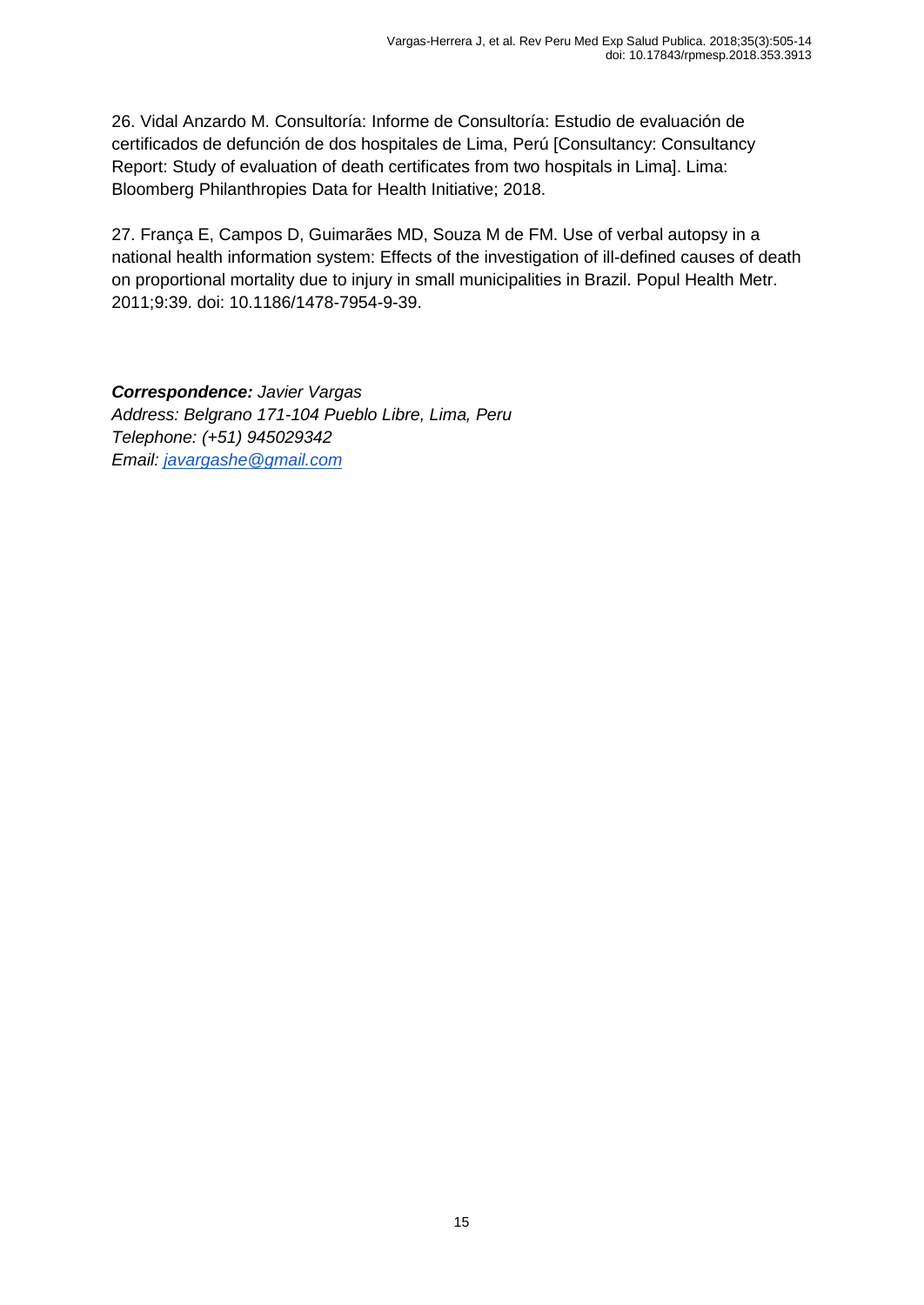26. Vidal Anzardo M. Consultoría: Informe de Consultoría: Estudio de evaluación de certificados de defunción de dos hospitales de Lima, Perú [Consultancy: Consultancy Report: Study of evaluation of death certificates from two hospitals in Lima]. Lima: Bloomberg Philanthropies Data for Health Initiative; 2018.

27. França E, Campos D, Guimarães MD, Souza M de FM. Use of verbal autopsy in a national health information system: Effects of the investigation of ill-defined causes of death on proportional mortality due to injury in small municipalities in Brazil. Popul Health Metr. 2011;9:39. doi: 10.1186/1478-7954-9-39.

***Correspondence:*** *Javier Vargas*
*Address: Belgrano 171-104 Pueblo Libre, Lima, Peru*
*Telephone: (+51) 945029342*
*Email: javargashe@gmail.com*